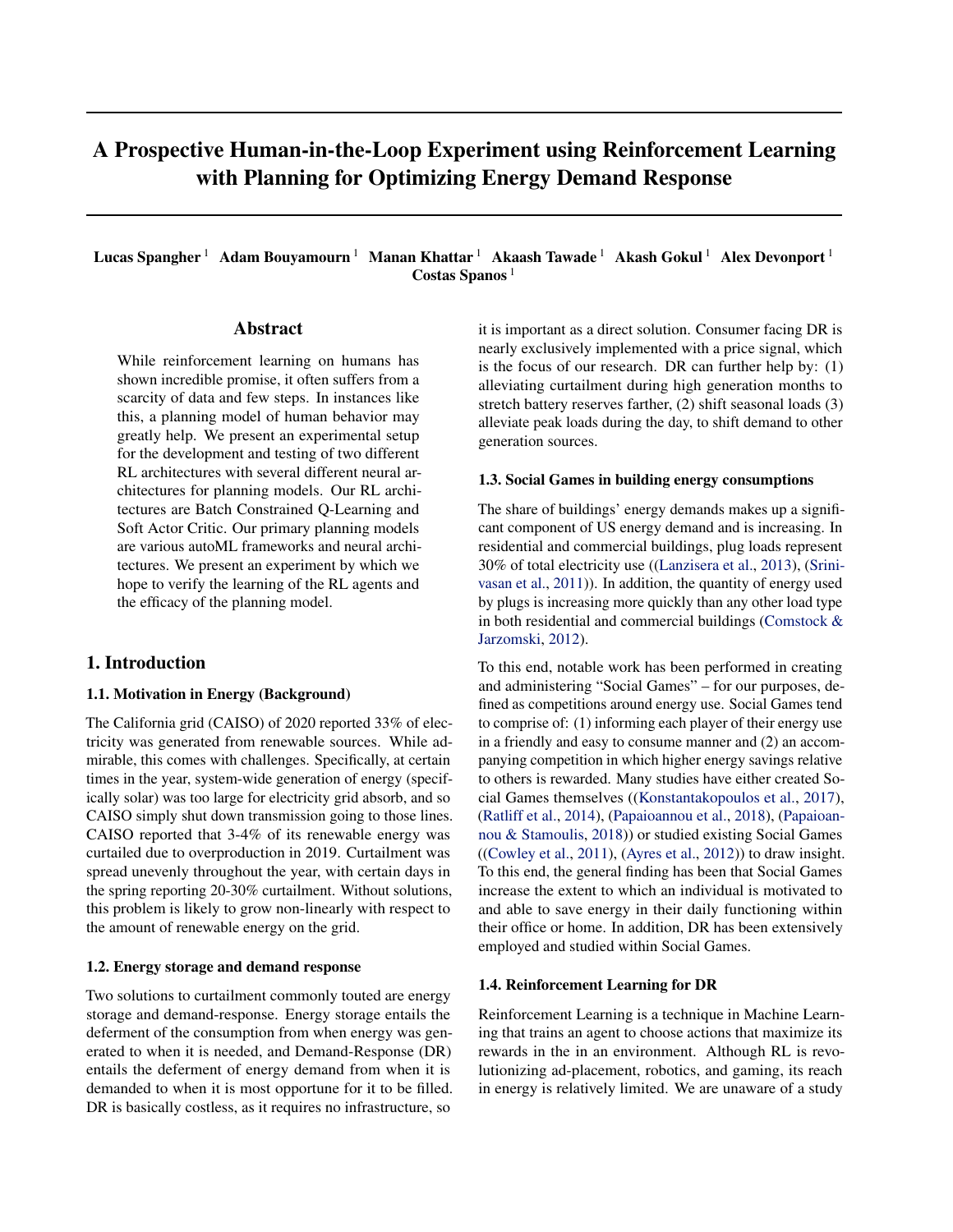# A Prospective Human-in-the-Loop Experiment using Reinforcement Learning with Planning for Optimizing Energy Demand Response

**Lucas Spangher** [1] **Adam Bouyamourn** [1] **Manan Khattar** [1] **Akaash Tawade** [1] **Akash Gokul** [1] **Alex Devonport** [1] **Costas Spanos** [1]

## Abstract

While reinforcement learning on humans has shown incredible promise, it often suffers from a scarcity of data and few steps. In instances like this, a planning model of human behavior may greatly help. We present an experimental setup for the development and testing of two different RL architectures with several different neural architectures for planning models. Our RL architectures are Batch Constrained Q-Learning and Soft Actor Critic. Our primary planning models are various autoML frameworks and neural architectures. We present an experiment by which we hope to verify the learning of the RL agents and the efficacy of the planning model.

## 1. Introduction

### 1.1. Motivation in Energy (Background)

The California grid (CAISO) of 2020 reported 33% of electricity was generated from renewable sources. While admirable, this comes with challenges. Specifically, at certain times in the year, system-wide generation of energy (specifically solar) was too large for electricity grid absorb, and so CAISO simply shut down transmission going to those lines. CAISO reported that 3-4% of its renewable energy was curtailed due to overproduction in 2019. Curtailment was spread unevenly throughout the year, with certain days in the spring reporting 20-30% curtailment. Without solutions, this problem is likely to grow non-linearly with respect to the amount of renewable energy on the grid.

### 1.2. Energy storage and demand response

Two solutions to curtailment commonly touted are energy storage and demand-response. Energy storage entails the deferment of the consumption from when energy was generated to when it is needed, and Demand-Response (DR) entails the deferment of energy demand from when it is demanded to when it is most opportune for it to be filled. DR is basically costless, as it requires no infrastructure, so it is important as a direct solution. Consumer facing DR is nearly exclusively implemented with a price signal, which is the focus of our research. DR can further help by: (1) alleviating curtailment during high generation months to stretch battery reserves farther, (2) shift seasonal loads (3) alleviate peak loads during the day, to shift demand to other generation sources.

### 1.3. Social Games in building energy consumptions

The share of buildings' energy demands makes up a significant component of US energy demand and is increasing. In residential and commercial buildings, plug loads represent 30% of total electricity use ((Lanzisera et al., 2013), (Srinivasan et al., 2011)). In addition, the quantity of energy used by plugs is increasing more quickly than any other load type in both residential and commercial buildings (Comstock & Jarzomski, 2012).

To this end, notable work has been performed in creating and administering "Social Games" – for our purposes, defined as competitions around energy use. Social Games tend to comprise of: (1) informing each player of their energy use in a friendly and easy to consume manner and (2) an accompanying competition in which higher energy savings relative to others is rewarded. Many studies have either created Social Games themselves ((Konstantakopoulos et al., 2017), (Ratliff et al., 2014), (Papaioannou et al., 2018), (Papaioannou & Stamoulis, 2018)) or studied existing Social Games ((Cowley et al., 2011), (Ayres et al., 2012)) to draw insight. To this end, the general finding has been that Social Games increase the extent to which an individual is motivated to and able to save energy in their daily functioning within their office or home. In addition, DR has been extensively employed and studied within Social Games.

### 1.4. Reinforcement Learning for DR

Reinforcement Learning is a technique in Machine Learning that trains an agent to choose actions that maximize its rewards in the in an environment. Although RL is revolutionizing ad-placement, robotics, and gaming, its reach in energy is relatively limited. We are unaware of a study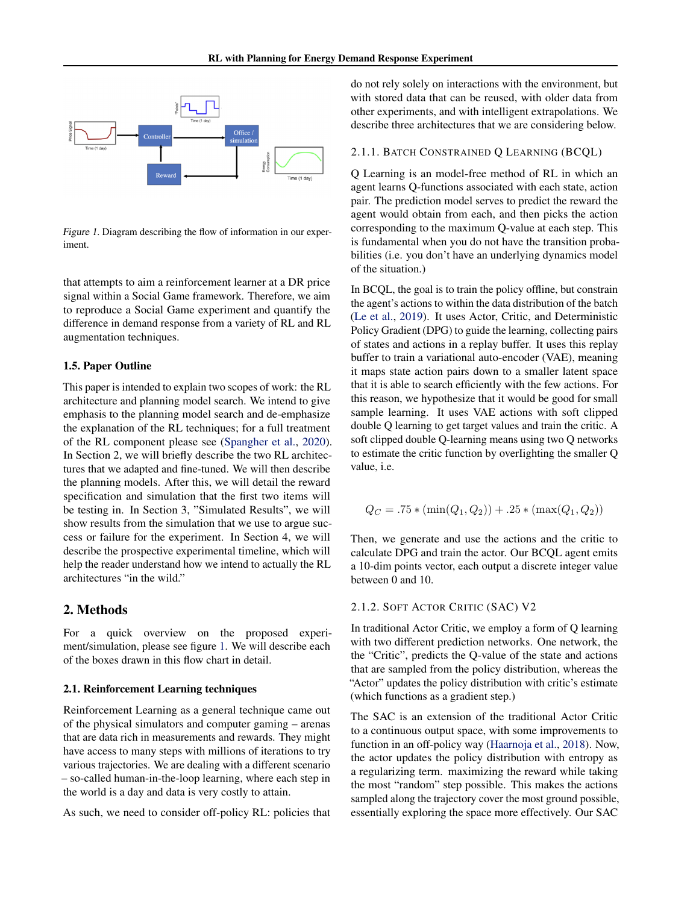Figure 1. Diagram describing the flow of information in our experiment.

that attempts to aim a reinforcement learner at a DR price signal within a Social Game framework. Therefore, we aim to reproduce a Social Game experiment and quantify the difference in demand response from a variety of RL and RL augmentation techniques.

### 1.5. Paper Outline

This paper is intended to explain two scopes of work: the RL architecture and planning model search. We intend to give emphasis to the planning model search and de-emphasize the explanation of the RL techniques; for a full treatment of the RL component please see (Spangher et al., 2020). In Section 2, we will briefly describe the two RL architectures that we adapted and fine-tuned. We will then describe the planning models. After this, we will detail the reward specification and simulation that the first two items will be testing in. In Section 3, "Simulated Results", we will show results from the simulation that we use to argue success or failure for the experiment. In Section 4, we will describe the prospective experimental timeline, which will help the reader understand how we intend to actually the RL architectures "in the wild."

## 2. Methods

For a quick overview on the proposed experiment/simulation, please see figure 1. We will describe each of the boxes drawn in this flow chart in detail.

### 2.1. Reinforcement Learning techniques

Reinforcement Learning as a general technique came out of the physical simulators and computer gaming – arenas that are data rich in measurements and rewards. They might have access to many steps with millions of iterations to try various trajectories. We are dealing with a different scenario – so-called human-in-the-loop learning, where each step in the world is a day and data is very costly to attain.

As such, we need to consider off-policy RL: policies that do not rely solely on interactions with the environment, but with stored data that can be reused, with older data from other experiments, and with intelligent extrapolations. We describe three architectures that we are considering below.

#### 2.1.1. Batch Constrained Q Learning (BCQL)

Q Learning is an model-free method of RL in which an agent learns Q-functions associated with each state, action pair. The prediction model serves to predict the reward the agent would obtain from each, and then picks the action corresponding to the maximum Q-value at each step. This is fundamental when you do not have the transition probabilities (i.e. you don't have an underlying dynamics model of the situation.)

In BCQL, the goal is to train the policy offline, but constrain the agent's actions to within the data distribution of the batch (Le et al., 2019). It uses Actor, Critic, and Deterministic Policy Gradient (DPG) to guide the learning, collecting pairs of states and actions in a replay buffer. It uses this replay buffer to train a variational auto-encoder (VAE), meaning it maps state action pairs down to a smaller latent space that it is able to search efficiently with the few actions. For this reason, we hypothesize that it would be good for small sample learning. It uses VAE actions with soft clipped double Q learning to get target values and train the critic. A soft clipped double Q-learning means using two Q networks to estimate the critic function by overlighting the smaller Q value, i.e.

$$Q_C = .75 * (\min(Q_1, Q_2)) + .25 * (\max(Q_1, Q_2))$$

Then, we generate and use the actions and the critic to calculate DPG and train the actor. Our BCQL agent emits a 10-dim points vector, each output a discrete integer value between 0 and 10.

#### 2.1.2. Soft Actor Critic (SAC) V2

In traditional Actor Critic, we employ a form of Q learning with two different prediction networks. One network, the the "Critic", predicts the Q-value of the state and actions that are sampled from the policy distribution, whereas the "Actor" updates the policy distribution with critic's estimate (which functions as a gradient step.)

The SAC is an extension of the traditional Actor Critic to a continuous output space, with some improvements to function in an off-policy way (Haarnoja et al., 2018). Now, the actor updates the policy distribution with entropy as a regularizing term. maximizing the reward while taking the most "random" step possible. This makes the actions sampled along the trajectory cover the most ground possible, essentially exploring the space more effectively. Our SAC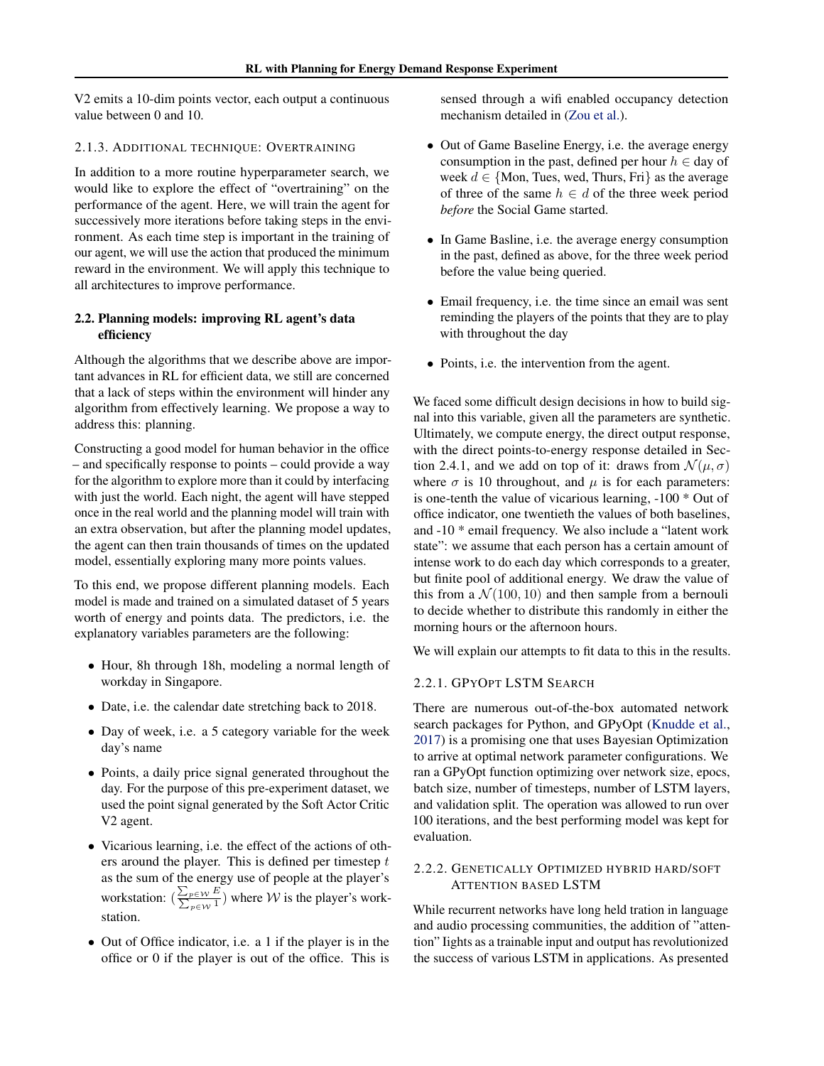V2 emits a 10-dim points vector, each output a continuous value between 0 and 10.

### 2.1.3. Additional technique: Overtraining

In addition to a more routine hyperparameter search, we would like to explore the effect of "overtraining" on the performance of the agent. Here, we will train the agent for successively more iterations before taking steps in the environment. As each time step is important in the training of our agent, we will use the action that produced the minimum reward in the environment. We will apply this technique to all architectures to improve performance.

## 2.2. Planning models: improving RL agent's data efficiency

Although the algorithms that we describe above are important advances in RL for efficient data, we still are concerned that a lack of steps within the environment will hinder any algorithm from effectively learning. We propose a way to address this: planning.

Constructing a good model for human behavior in the office – and specifically response to points – could provide a way for the algorithm to explore more than it could by interfacing with just the world. Each night, the agent will have stepped once in the real world and the planning model will train with an extra observation, but after the planning model updates, the agent can then train thousands of times on the updated model, essentially exploring many more points values.

To this end, we propose different planning models. Each model is made and trained on a simulated dataset of 5 years worth of energy and points data. The predictors, i.e. the explanatory variables parameters are the following:

- Hour, 8h through 18h, modeling a normal length of workday in Singapore.
- Date, i.e. the calendar date stretching back to 2018.
- Day of week, i.e. a 5 category variable for the week day's name
- Points, a daily price signal generated throughout the day. For the purpose of this pre-experiment dataset, we used the point signal generated by the Soft Actor Critic V2 agent.
- Vicarious learning, i.e. the effect of the actions of others around the player. This is defined per timestep $t$ as the sum of the energy use of people at the player's workstation: $(\frac{\sum_{p \in \mathcal{W}} E}{\sum_{p \in \mathcal{W}} 1})$ where $\mathcal{W}$ is the player's workstation.
- Out of Office indicator, i.e. a 1 if the player is in the office or 0 if the player is out of the office. This is sensed through a wifi enabled occupancy detection mechanism detailed in (Zou et al.).
- Out of Game Baseline Energy, i.e. the average energy consumption in the past, defined per hour $h \in$ day of week $d \in \{\text{Mon, Tues, wed, Thurs, Fri}\}$ as the average of three of the same $h \in d$ of the three week period *before* the Social Game started.
- In Game Basline, i.e. the average energy consumption in the past, defined as above, for the three week period before the value being queried.
- Email frequency, i.e. the time since an email was sent reminding the players of the points that they are to play with throughout the day
- Points, i.e. the intervention from the agent.

We faced some difficult design decisions in how to build signal into this variable, given all the parameters are synthetic. Ultimately, we compute energy, the direct output response, with the direct points-to-energy response detailed in Section 2.4.1, and we add on top of it: draws from $\mathcal{N}(\mu, \sigma)$ where $\sigma$ is 10 throughout, and $\mu$ is for each parameters: is one-tenth the value of vicarious learning, -100 * Out of office indicator, one twentieth the values of both baselines, and -10 * email frequency. We also include a "latent work state": we assume that each person has a certain amount of intense work to do each day which corresponds to a greater, but finite pool of additional energy. We draw the value of this from a $\mathcal{N}(100, 10)$ and then sample from a bernouli to decide whether to distribute this randomly in either the morning hours or the afternoon hours.

We will explain our attempts to fit data to this in the results.

### 2.2.1. GPyOpt LSTM Search

There are numerous out-of-the-box automated network search packages for Python, and GPyOpt (Knudde et al., 2017) is a promising one that uses Bayesian Optimization to arrive at optimal network parameter configurations. We ran a GPyOpt function optimizing over network size, epocs, batch size, number of timesteps, number of LSTM layers, and validation split. The operation was allowed to run over 100 iterations, and the best performing model was kept for evaluation.

### 2.2.2. Genetically Optimized hybrid hard/soft attention based LSTM

While recurrent networks have long held tration in language and audio processing communities, the addition of "attention" lights as a trainable input and output has revolutionized the success of various LSTM in applications. As presented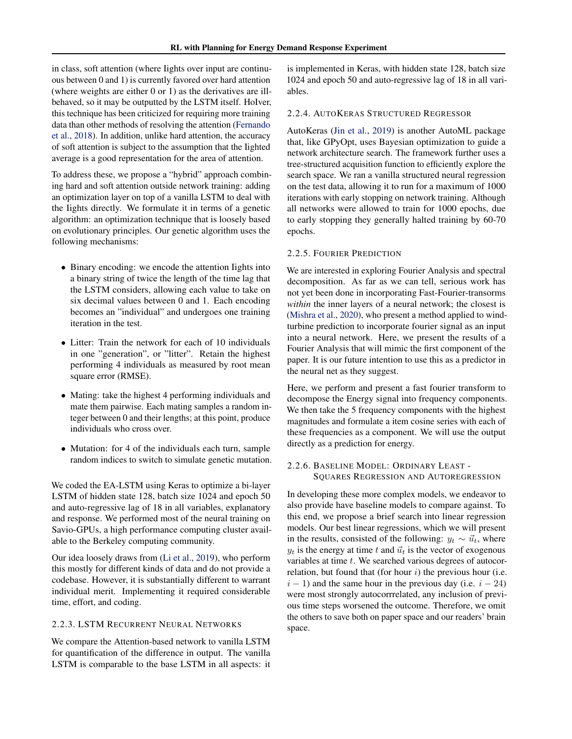in class, soft attention (where Iights over input are continuous between 0 and 1) is currently favored over hard attention (where weights are either 0 or 1) as the derivatives are ill-behaved, so it may be outputted by the LSTM itself. HoIver, this technique has been criticized for requiring more training data than other methods of resolving the attention (Fernando et al., 2018). In addition, unlike hard attention, the accuracy of soft attention is subject to the assumption that the Iighted average is a good representation for the area of attention.

To address these, we propose a "hybrid" approach combining hard and soft attention outside network training: adding an optimization layer on top of a vanilla LSTM to deal with the Iights directly. We formulate it in terms of a genetic algorithm: an optimization technique that is loosely based on evolutionary principles. Our genetic algorithm uses the following mechanisms:

- Binary encoding: we encode the attention Iights into a binary string of twice the length of the time lag that the LSTM considers, allowing each value to take on six decimal values between 0 and 1. Each encoding becomes an "individual" and undergoes one training iteration in the test.
- Litter: Train the network for each of 10 individuals in one "generation", or "litter". Retain the highest performing 4 individuals as measured by root mean square error (RMSE).
- Mating: take the highest 4 performing individuals and mate them pairwise. Each mating samples a random integer between 0 and their lengths; at this point, produce individuals who cross over.
- Mutation: for 4 of the individuals each turn, sample random indices to switch to simulate genetic mutation.

We coded the EA-LSTM using Keras to optimize a bi-layer LSTM of hidden state 128, batch size 1024 and epoch 50 and auto-regressive lag of 18 in all variables, explanatory and response. We performed most of the neural training on Savio-GPUs, a high performance computing cluster available to the Berkeley computing community.

Our idea loosely draws from (Li et al., 2019), who perform this mostly for different kinds of data and do not provide a codebase. However, it is substantially different to warrant individual merit. Implementing it required considerable time, effort, and coding.

### 2.2.3. LSTM Recurrent Neural Networks

We compare the Attention-based network to vanilla LSTM for quantification of the difference in output. The vanilla LSTM is comparable to the base LSTM in all aspects: it is implemented in Keras, with hidden state 128, batch size 1024 and epoch 50 and auto-regressive lag of 18 in all variables.

### 2.2.4. AutoKeras Structured Regressor

AutoKeras (Jin et al., 2019) is another AutoML package that, like GPyOpt, uses Bayesian optimization to guide a network architecture search. The framework further uses a tree-structured acquisition function to efficiently explore the search space. We ran a vanilla structured neural regression on the test data, allowing it to run for a maximum of 1000 iterations with early stopping on network training. Although all networks were allowed to train for 1000 epochs, due to early stopping they generally halted training by 60-70 epochs.

### 2.2.5. Fourier Prediction

We are interested in exploring Fourier Analysis and spectral decomposition. As far as we can tell, serious work has not yet been done in incorporating Fast-Fourier-transorms *within* the inner layers of a neural network; the closest is (Mishra et al., 2020), who present a method applied to wind-turbine prediction to incorporate fourier signal as an input into a neural network. Here, we present the results of a Fourier Analysis that will mimic the first component of the paper. It is our future intention to use this as a predictor in the neural net as they suggest.

Here, we perform and present a fast fourier transform to decompose the Energy signal into frequency components. We then take the 5 frequency components with the highest magnitudes and formulate a item cosine series with each of these frequencies as a component. We will use the output directly as a prediction for energy.

### 2.2.6. Baseline Model: Ordinary Least - Squares Regression and Autoregression

In developing these more complex models, we endeavor to also provide have baseline models to compare against. To this end, we propose a brief search into linear regression models. Our best linear regressions, which we will present in the results, consisted of the following: $y_t \sim \vec{u}_t$, where $y_t$ is the energy at time $t$ and $\vec{u}_t$ is the vector of exogenous variables at time $t$. We searched various degrees of autocorrelation, but found that (for hour $i$) the previous hour (i.e. $i - 1$) and the same hour in the previous day (i.e. $i - 24$) were most strongly autocorrrelated, any inclusion of previous time steps worsened the outcome. Therefore, we omit the others to save both on paper space and our readers' brain space.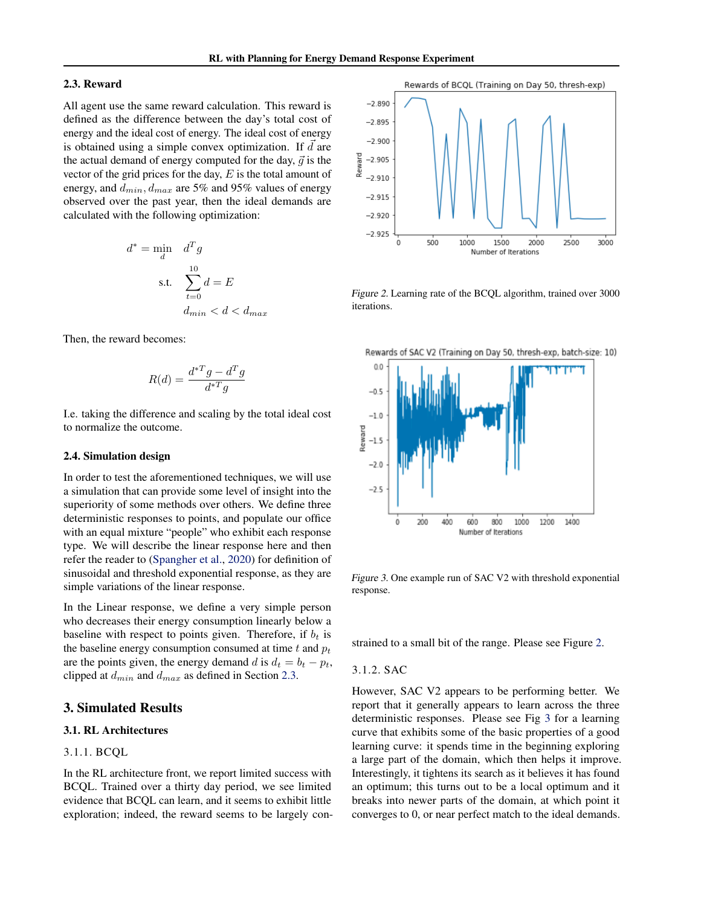### 2.3. Reward

All agent use the same reward calculation. This reward is defined as the difference between the day's total cost of energy and the ideal cost of energy. The ideal cost of energy is obtained using a simple convex optimization. If $\vec{d}$ are the actual demand of energy computed for the day, $\vec{g}$ is the vector of the grid prices for the day, $E$ is the total amount of energy, and $d_{min}, d_{max}$ are 5% and 95% values of energy observed over the past year, then the ideal demands are calculated with the following optimization:

$$
\begin{aligned}
d^* = \min_{d} \quad & d^T g \\
\text{s.t.} \quad & \sum_{t=0}^{10} d = E \\
& d_{min} < d < d_{max}
\end{aligned}
$$

Then, the reward becomes:

$$
R(d) = \frac{d^{*T} g - d^T g}{d^{*T} g}
$$

I.e. taking the difference and scaling by the total ideal cost to normalize the outcome.

### 2.4. Simulation design

In order to test the aforementioned techniques, we will use a simulation that can provide some level of insight into the superiority of some methods over others. We define three deterministic responses to points, and populate our office with an equal mixture "people" who exhibit each response type. We will describe the linear response here and then refer the reader to (Spangher et al., 2020) for definition of sinusoidal and threshold exponential response, as they are simple variations of the linear response.

In the Linear response, we define a very simple person who decreases their energy consumption linearly below a baseline with respect to points given. Therefore, if $b_t$ is the baseline energy consumption consumed at time $t$ and $p_t$ are the points given, the energy demand $d$ is $d_t = b_t - p_t$, clipped at $d_{min}$ and $d_{max}$ as defined in Section 2.3.

## 3. Simulated Results

### 3.1. RL Architectures

#### 3.1.1. BCQL

In the RL architecture front, we report limited success with BCQL. Trained over a thirty day period, we see limited evidence that BCQL can learn, and it seems to exhibit little exploration; indeed, the reward seems to be largely constrained to a small bit of the range. Please see Figure 2.

*Figure 2.* Learning rate of the BCQL algorithm, trained over 3000 iterations.

*Figure 3.* One example run of SAC V2 with threshold exponential response.

#### 3.1.2. SAC

However, SAC V2 appears to be performing better. We report that it generally appears to learn across the three deterministic responses. Please see Fig 3 for a learning curve that exhibits some of the basic properties of a good learning curve: it spends time in the beginning exploring a large part of the domain, which then helps it improve. Interestingly, it tightens its search as it believes it has found an optimum; this turns out to be a local optimum and it breaks into newer parts of the domain, at which point it converges to 0, or near perfect match to the ideal demands.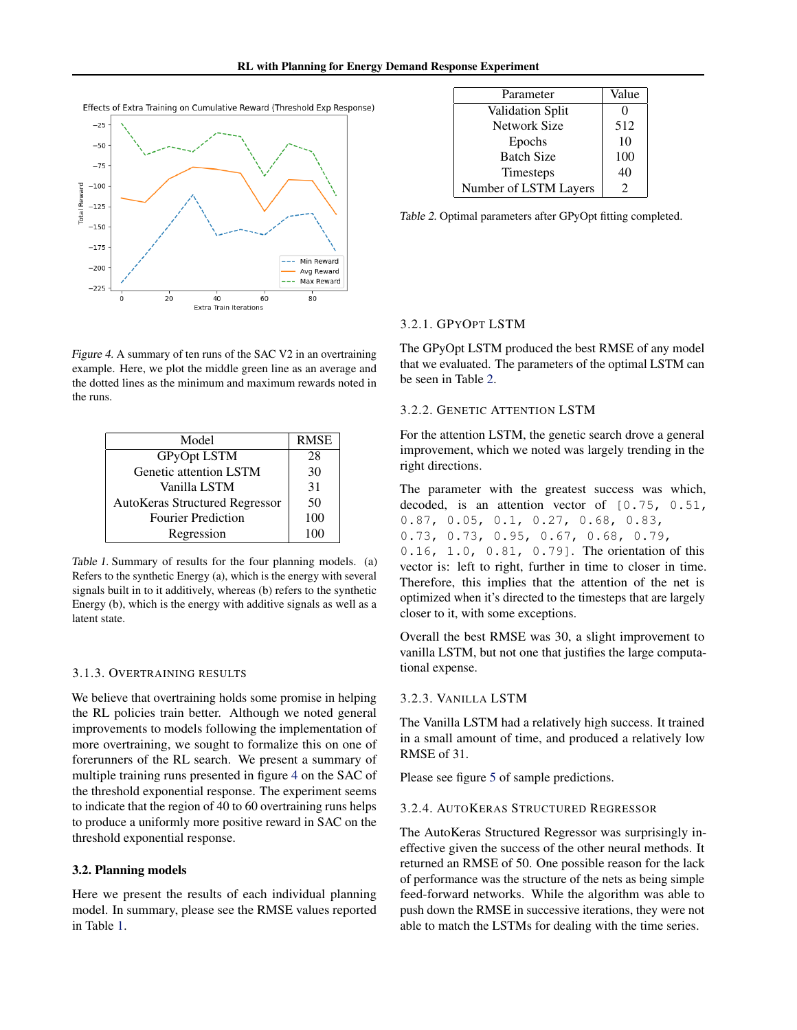Figure 4. A summary of ten runs of the SAC V2 in an overtraining example. Here, we plot the middle green line as an average and the dotted lines as the minimum and maximum rewards noted in the runs.

| Model | RMSE |
|---|---|
| GPyOpt LSTM | 28 |
| Genetic attention LSTM | 30 |
| Vanilla LSTM | 31 |
| AutoKeras Structured Regressor | 50 |
| Fourier Prediction | 100 |
| Regression | 100 |

Table 1. Summary of results for the four planning models. (a) Refers to the synthetic Energy (a), which is the energy with several signals built in to it additively, whereas (b) refers to the synthetic Energy (b), which is the energy with additive signals as well as a latent state.

#### 3.1.3. Overtraining results

We believe that overtraining holds some promise in helping the RL policies train better. Although we noted general improvements to models following the implementation of more overtraining, we sought to formalize this on one of forerunners of the RL search. We present a summary of multiple training runs presented in figure 4 on the SAC of the threshold exponential response. The experiment seems to indicate that the region of 40 to 60 overtraining runs helps to produce a uniformly more positive reward in SAC on the threshold exponential response.

### 3.2. Planning models

Here we present the results of each individual planning model. In summary, please see the RMSE values reported in Table 1.

| Parameter | Value |
|---|---|
| Validation Split | 0 |
| Network Size | 512 |
| Epochs | 10 |
| Batch Size | 100 |
| Timesteps | 40 |
| Number of LSTM Layers | 2 |

Table 2. Optimal parameters after GPyOpt fitting completed.

#### 3.2.1. GPyOpt LSTM

The GPyOpt LSTM produced the best RMSE of any model that we evaluated. The parameters of the optimal LSTM can be seen in Table 2.

#### 3.2.2. Genetic Attention LSTM

For the attention LSTM, the genetic search drove a general improvement, which we noted was largely trending in the right directions.

The parameter with the greatest success was which, decoded, is an attention vector of `[0.75, 0.51, 0.87, 0.05, 0.1, 0.27, 0.68, 0.83, 0.73, 0.73, 0.95, 0.67, 0.68, 0.79, 0.16, 1.0, 0.81, 0.79]`. The orientation of this vector is: left to right, further in time to closer in time. Therefore, this implies that the attention of the net is optimized when it's directed to the timesteps that are largely closer to it, with some exceptions.

Overall the best RMSE was 30, a slight improvement to vanilla LSTM, but not one that justifies the large computational expense.

#### 3.2.3. Vanilla LSTM

The Vanilla LSTM had a relatively high success. It trained in a small amount of time, and produced a relatively low RMSE of 31.

Please see figure 5 of sample predictions.

#### 3.2.4. AutoKeras Structured Regressor

The AutoKeras Structured Regressor was surprisingly ineffective given the success of the other neural methods. It returned an RMSE of 50. One possible reason for the lack of performance was the structure of the nets as being simple feed-forward networks. While the algorithm was able to push down the RMSE in successive iterations, they were not able to match the LSTMs for dealing with the time series.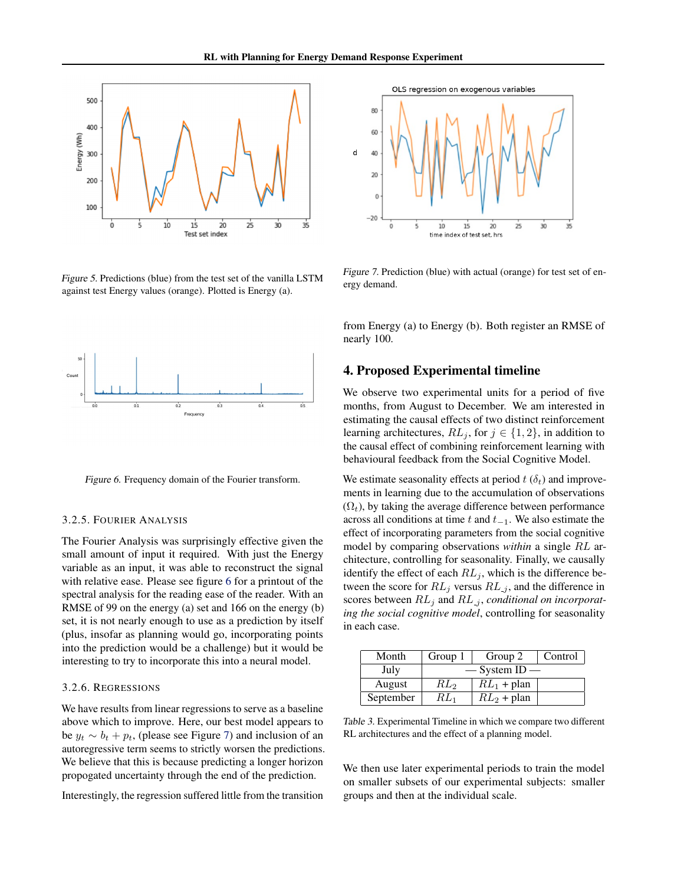Figure 5. Predictions (blue) from the test set of the vanilla LSTM against test Energy values (orange). Plotted is Energy (a).

Figure 6. Frequency domain of the Fourier transform.

#### 3.2.5. Fourier Analysis

The Fourier Analysis was surprisingly effective given the small amount of input it required. With just the Energy variable as an input, it was able to reconstruct the signal with relative ease. Please see figure 6 for a printout of the spectral analysis for the reading ease of the reader. With an RMSE of 99 on the energy (a) set and 166 on the energy (b) set, it is not nearly enough to use as a prediction by itself (plus, insofar as planning would go, incorporating points into the prediction would be a challenge) but it would be interesting to try to incorporate this into a neural model.

#### 3.2.6. Regressions

We have results from linear regressions to serve as a baseline above which to improve. Here, our best model appears to be $y_t \sim b_t + p_t$, (please see Figure 7) and inclusion of an autoregressive term seems to strictly worsen the predictions. We believe that this is because predicting a longer horizon propogated uncertainty through the end of the prediction.

Interestingly, the regression suffered little from the transition from Energy (a) to Energy (b). Both register an RMSE of nearly 100.

Figure 7. Prediction (blue) with actual (orange) for test set of energy demand.

## 4. Proposed Experimental timeline

We observe two experimental units for a period of five months, from August to December. We am interested in estimating the causal effects of two distinct reinforcement learning architectures, $RL_j$, for $j \in \{1, 2\}$, in addition to the causal effect of combining reinforcement learning with behavioural feedback from the Social Cognitive Model.

We estimate seasonality effects at period $t$ ($\delta_t$) and improvements in learning due to the accumulation of observations ($\Omega_t$), by taking the average difference between performance across all conditions at time $t$ and $t_{-1}$. We also estimate the effect of incorporating parameters from the social cognitive model by comparing observations *within* a single $RL$ architecture, controlling for seasonality. Finally, we causally identify the effect of each $RL_j$, which is the difference between the score for $RL_j$ versus $RL_{\_j}$, and the difference in scores between $RL_j$ and $RL_{\_j}$, *conditional on incorporating the social cognitive model*, controlling for seasonality in each case.

| Month | Group 1 | Group 2 | Control |
|---|---|---|---|
| July | — System ID — | | |
| August | $RL_2$ | $RL_1$ + plan | |
| September | $RL_1$ | $RL_2$ + plan | |

Table 3. Experimental Timeline in which we compare two different RL architectures and the effect of a planning model.

We then use later experimental periods to train the model on smaller subsets of our experimental subjects: smaller groups and then at the individual scale.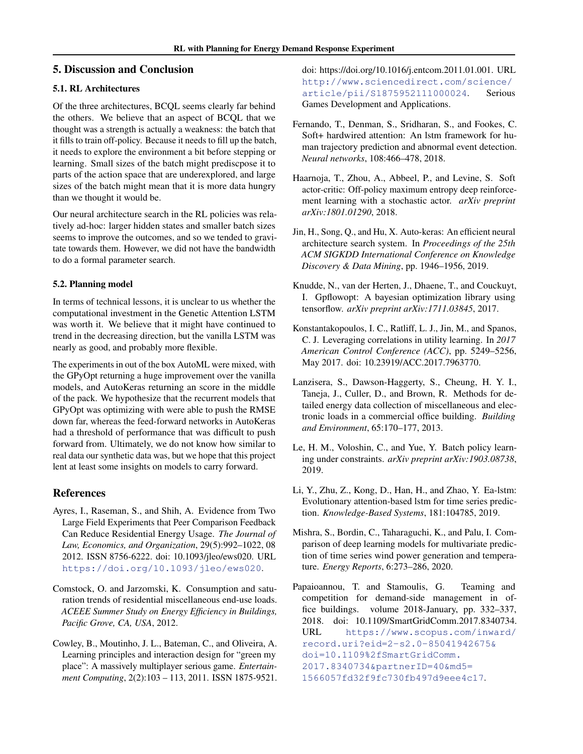## 5. Discussion and Conclusion

### 5.1. RL Architectures

Of the three architectures, BCQL seems clearly far behind the others. We believe that an aspect of BCQL that we thought was a strength is actually a weakness: the batch that it fills to train off-policy. Because it needs to fill up the batch, it needs to explore the environment a bit before stepping or learning. Small sizes of the batch might prediscpose it to parts of the action space that are underexplored, and large sizes of the batch might mean that it is more data hungry than we thought it would be.

Our neural architecture search in the RL policies was relatively ad-hoc: larger hidden states and smaller batch sizes seems to improve the outcomes, and so we tended to gravitate towards them. However, we did not have the bandwidth to do a formal parameter search.

### 5.2. Planning model

In terms of technical lessons, it is unclear to us whether the computational investment in the Genetic Attention LSTM was worth it. We believe that it might have continued to trend in the decreasing direction, but the vanilla LSTM was nearly as good, and probably more flexible.

The experiments in out of the box AutoML were mixed, with the GPyOpt returning a huge improvement over the vanilla models, and AutoKeras returning an score in the middle of the pack. We hypothesize that the recurrent models that GPyOpt was optimizing with were able to push the RMSE down far, whereas the feed-forward networks in AutoKeras had a threshold of performance that was difficult to push forward from. Ultimately, we do not know how similar to real data our synthetic data was, but we hope that this project lent at least some insights on models to carry forward.

## References

Ayres, I., Raseman, S., and Shih, A. Evidence from Two Large Field Experiments that Peer Comparison Feedback Can Reduce Residential Energy Usage. *The Journal of Law, Economics, and Organization*, 29(5):992–1022, 08 2012. ISSN 8756-6222. doi: 10.1093/jleo/ews020. URL https://doi.org/10.1093/jleo/ews020.

Comstock, O. and Jarzomski, K. Consumption and saturation trends of residential miscellaneous end-use loads. *ACEEE Summer Study on Energy Efficiency in Buildings, Pacific Grove, CA, USA*, 2012.

Cowley, B., Moutinho, J. L., Bateman, C., and Oliveira, A. Learning principles and interaction design for "green my place": A massively multiplayer serious game. *Entertainment Computing*, 2(2):103 – 113, 2011. ISSN 1875-9521. doi: https://doi.org/10.1016/j.entcom.2011.01.001. URL http://www.sciencedirect.com/science/article/pii/S1875952111000024. Serious Games Development and Applications.

Fernando, T., Denman, S., Sridharan, S., and Fookes, C. Soft+ hardwired attention: An lstm framework for human trajectory prediction and abnormal event detection. *Neural networks*, 108:466–478, 2018.

Haarnoja, T., Zhou, A., Abbeel, P., and Levine, S. Soft actor-critic: Off-policy maximum entropy deep reinforcement learning with a stochastic actor. *arXiv preprint arXiv:1801.01290*, 2018.

Jin, H., Song, Q., and Hu, X. Auto-keras: An efficient neural architecture search system. In *Proceedings of the 25th ACM SIGKDD International Conference on Knowledge Discovery & Data Mining*, pp. 1946–1956, 2019.

Knudde, N., van der Herten, J., Dhaene, T., and Couckuyt, I. Gpflowopt: A bayesian optimization library using tensorflow. *arXiv preprint arXiv:1711.03845*, 2017.

Konstantakopoulos, I. C., Ratliff, L. J., Jin, M., and Spanos, C. J. Leveraging correlations in utility learning. In *2017 American Control Conference (ACC)*, pp. 5249–5256, May 2017. doi: 10.23919/ACC.2017.7963770.

Lanzisera, S., Dawson-Haggerty, S., Cheung, H. Y. I., Taneja, J., Culler, D., and Brown, R. Methods for detailed energy data collection of miscellaneous and electronic loads in a commercial office building. *Building and Environment*, 65:170–177, 2013.

Le, H. M., Voloshin, C., and Yue, Y. Batch policy learning under constraints. *arXiv preprint arXiv:1903.08738*, 2019.

Li, Y., Zhu, Z., Kong, D., Han, H., and Zhao, Y. Ea-lstm: Evolutionary attention-based lstm for time series prediction. *Knowledge-Based Systems*, 181:104785, 2019.

Mishra, S., Bordin, C., Taharaguchi, K., and Palu, I. Comparison of deep learning models for multivariate prediction of time series wind power generation and temperature. *Energy Reports*, 6:273–286, 2020.

Papaioannou, T. and Stamoulis, G. Teaming and competition for demand-side management in office buildings. volume 2018-January, pp. 332–337, 2018. doi: 10.1109/SmartGridComm.2017.8340734. URL https://www.scopus.com/inward/record.uri?eid=2-s2.0-85041942675&doi=10.1109%2fSmartGridComm.2017.8340734&partnerID=40&md5=1566057fd32f9fc730fb497d9eee4c17.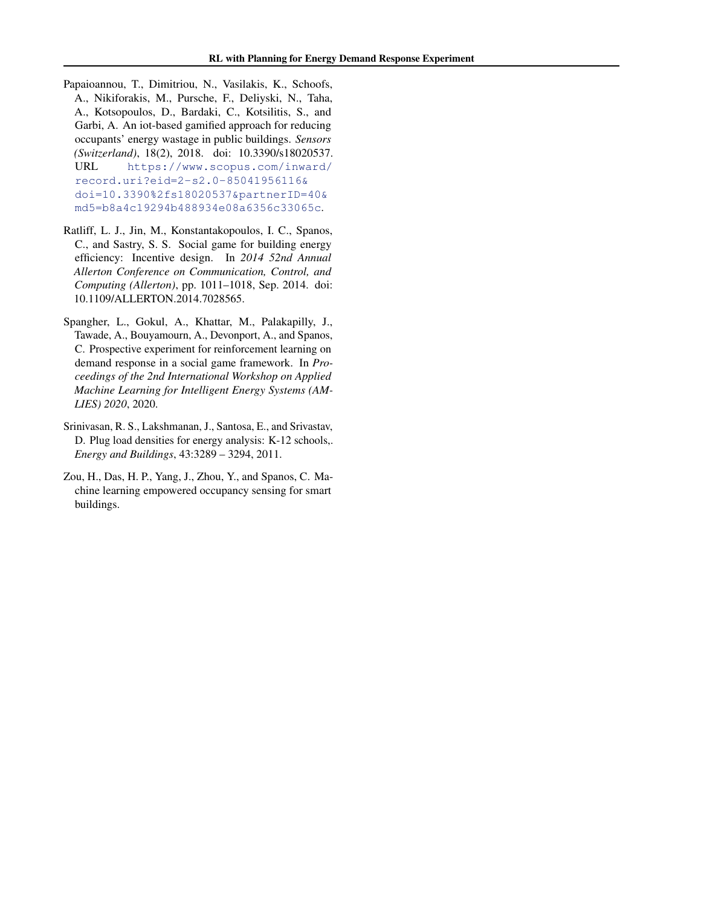Papaioannou, T., Dimitriou, N., Vasilakis, K., Schoofs, A., Nikiforakis, M., Pursche, F., Deliyski, N., Taha, A., Kotsopoulos, D., Bardaki, C., Kotsilitis, S., and Garbi, A. An iot-based gamified approach for reducing occupants' energy wastage in public buildings. *Sensors (Switzerland)*, 18(2), 2018. doi: 10.3390/s18020537. URL https://www.scopus.com/inward/record.uri?eid=2-s2.0-85041956116&doi=10.3390%2fs18020537&partnerID=40&md5=b8a4c19294b488934e08a6356c33065c.

Ratliff, L. J., Jin, M., Konstantakopoulos, I. C., Spanos, C., and Sastry, S. S. Social game for building energy efficiency: Incentive design. In *2014 52nd Annual Allerton Conference on Communication, Control, and Computing (Allerton)*, pp. 1011–1018, Sep. 2014. doi: 10.1109/ALLERTON.2014.7028565.

Spangher, L., Gokul, A., Khattar, M., Palakapilly, J., Tawade, A., Bouyamourn, A., Devonport, A., and Spanos, C. Prospective experiment for reinforcement learning on demand response in a social game framework. In *Proceedings of the 2nd International Workshop on Applied Machine Learning for Intelligent Energy Systems (AMLIES) 2020*, 2020.

Srinivasan, R. S., Lakshmanan, J., Santosa, E., and Srivastav, D. Plug load densities for energy analysis: K-12 schools,. *Energy and Buildings*, 43:3289 – 3294, 2011.

Zou, H., Das, H. P., Yang, J., Zhou, Y., and Spanos, C. Machine learning empowered occupancy sensing for smart buildings.